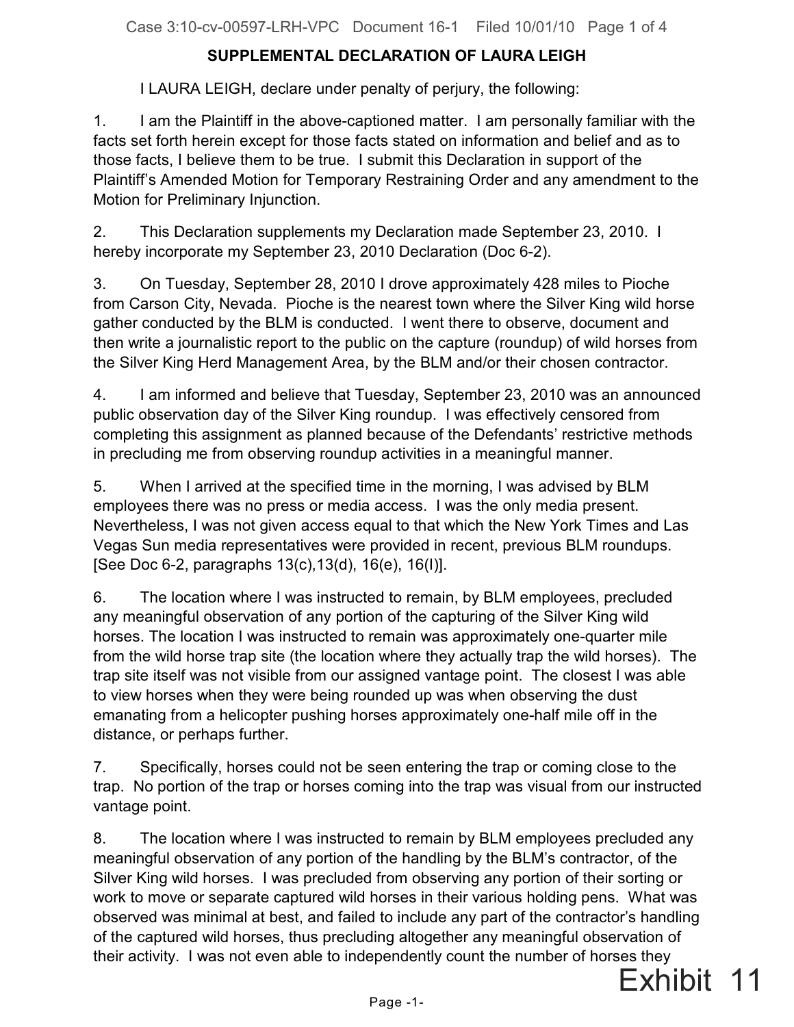## SUPPLEMENTAL DECLARATION OF LAURA LEIGH

I LAURA LEIGH, declare under penalty of perjury, the following:

1. I am the Plaintiff in the above-captioned matter. I am personally familiar with the facts set forth herein except for those facts stated on information and belief and as to those facts, I believe them to be true. I submit this Declaration in support of the Plaintiff's Amended Motion for Temporary Restraining Order and any amendment to the Motion for Preliminary Injunction.

2. This Declaration supplements my Declaration made September 23, 2010. I hereby incorporate my September 23, 2010 Declaration (Doc 6-2).

3. On Tuesday, September 28, 2010 I drove approximately 428 miles to Pioche from Carson City, Nevada. Pioche is the nearest town where the Silver King wild horse gather conducted by the BLM is conducted. I went there to observe, document and then write a journalistic report to the public on the capture (roundup) of wild horses from the Silver King Herd Management Area, by the BLM and/or their chosen contractor.

4. I am informed and believe that Tuesday, September 23, 2010 was an announced public observation day of the Silver King roundup. I was effectively censored from completing this assignment as planned because of the Defendants' restrictive methods in precluding me from observing roundup activities in a meaningful manner.

5. When I arrived at the specified time in the morning, I was advised by BLM employees there was no press or media access. I was the only media present. Nevertheless, I was not given access equal to that which the New York Times and Las Vegas Sun media representatives were provided in recent, previous BLM roundups. [See Doc 6-2, paragraphs 13(c),13(d), 16(e), 16(l)].

6. The location where I was instructed to remain, by BLM employees, precluded any meaningful observation of any portion of the capturing of the Silver King wild horses. The location I was instructed to remain was approximately one-quarter mile from the wild horse trap site (the location where they actually trap the wild horses). The trap site itself was not visible from our assigned vantage point. The closest I was able to view horses when they were being rounded up was when observing the dust emanating from a helicopter pushing horses approximately one-half mile off in the distance, or perhaps further.

7. Specifically, horses could not be seen entering the trap or coming close to the trap. No portion of the trap or horses coming into the trap was visual from our instructed vantage point.

8. The location where I was instructed to remain by BLM employees precluded any meaningful observation of any portion of the handling by the BLM's contractor, of the Silver King wild horses. I was precluded from observing any portion of their sorting or work to move or separate captured wild horses in their various holding pens. What was observed was minimal at best, and failed to include any part of the contractor's handling of the captured wild horses, thus precluding altogether any meaningful observation of their activity. I was not even able to independently count the number of horses they

Exhibit 11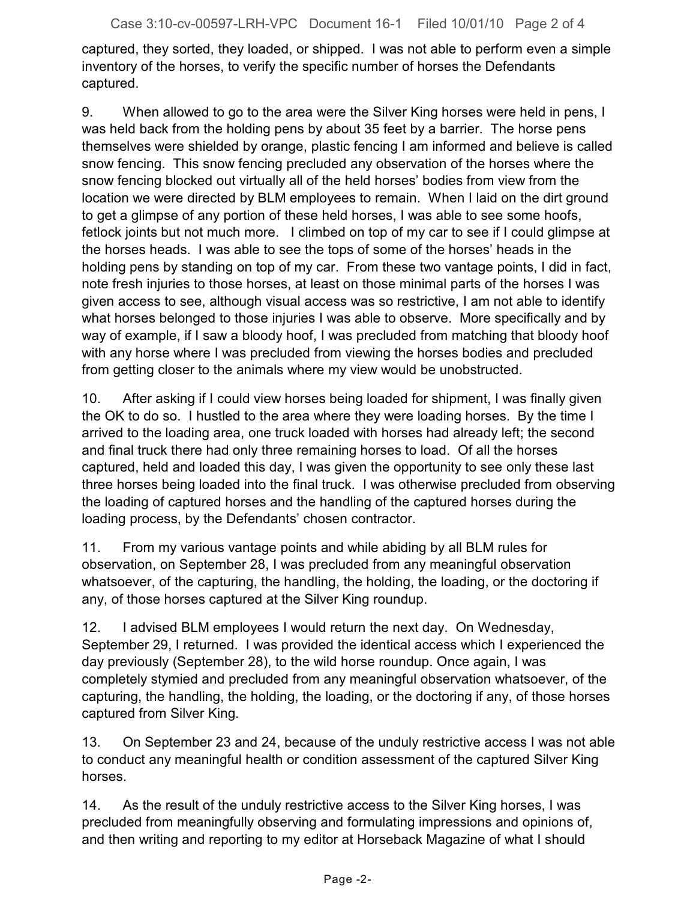captured, they sorted, they loaded, or shipped. I was not able to perform even a simple inventory of the horses, to verify the specific number of horses the Defendants captured.

9. When allowed to go to the area were the Silver King horses were held in pens, I was held back from the holding pens by about 35 feet by a barrier. The horse pens themselves were shielded by orange, plastic fencing I am informed and believe is called snow fencing. This snow fencing precluded any observation of the horses where the snow fencing blocked out virtually all of the held horses' bodies from view from the location we were directed by BLM employees to remain. When I laid on the dirt ground to get a glimpse of any portion of these held horses, I was able to see some hoofs, fetlock joints but not much more. I climbed on top of my car to see if I could glimpse at the horses heads. I was able to see the tops of some of the horses' heads in the holding pens by standing on top of my car. From these two vantage points, I did in fact, note fresh injuries to those horses, at least on those minimal parts of the horses I was given access to see, although visual access was so restrictive, I am not able to identify what horses belonged to those injuries I was able to observe. More specifically and by way of example, if I saw a bloody hoof, I was precluded from matching that bloody hoof with any horse where I was precluded from viewing the horses bodies and precluded from getting closer to the animals where my view would be unobstructed.

10. After asking if I could view horses being loaded for shipment, I was finally given the OK to do so. I hustled to the area where they were loading horses. By the time I arrived to the loading area, one truck loaded with horses had already left; the second and final truck there had only three remaining horses to load. Of all the horses captured, held and loaded this day, I was given the opportunity to see only these last three horses being loaded into the final truck. I was otherwise precluded from observing the loading of captured horses and the handling of the captured horses during the loading process, by the Defendants' chosen contractor.

11. From my various vantage points and while abiding by all BLM rules for observation, on September 28, I was precluded from any meaningful observation whatsoever, of the capturing, the handling, the holding, the loading, or the doctoring if any, of those horses captured at the Silver King roundup.

12. I advised BLM employees I would return the next day. On Wednesday, September 29, I returned. I was provided the identical access which I experienced the day previously (September 28), to the wild horse roundup. Once again, I was completely stymied and precluded from any meaningful observation whatsoever, of the capturing, the handling, the holding, the loading, or the doctoring if any, of those horses captured from Silver King.

13. On September 23 and 24, because of the unduly restrictive access I was not able to conduct any meaningful health or condition assessment of the captured Silver King horses.

14. As the result of the unduly restrictive access to the Silver King horses, I was precluded from meaningfully observing and formulating impressions and opinions of, and then writing and reporting to my editor at Horseback Magazine of what I should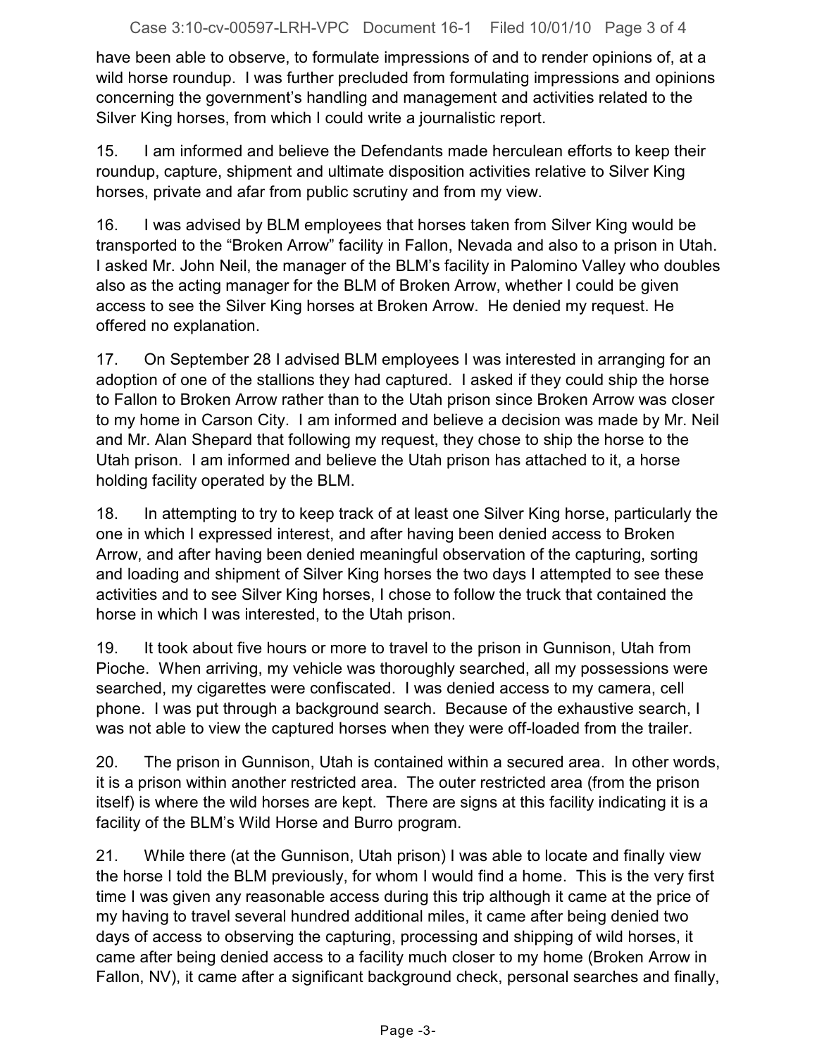have been able to observe, to formulate impressions of and to render opinions of, at a wild horse roundup. I was further precluded from formulating impressions and opinions concerning the government's handling and management and activities related to the Silver King horses, from which I could write a journalistic report.

15. I am informed and believe the Defendants made herculean efforts to keep their roundup, capture, shipment and ultimate disposition activities relative to Silver King horses, private and afar from public scrutiny and from my view.

16. I was advised by BLM employees that horses taken from Silver King would be transported to the "Broken Arrow" facility in Fallon, Nevada and also to a prison in Utah. I asked Mr. John Neil, the manager of the BLM's facility in Palomino Valley who doubles also as the acting manager for the BLM of Broken Arrow, whether I could be given access to see the Silver King horses at Broken Arrow. He denied my request. He offered no explanation.

17. On September 28 I advised BLM employees I was interested in arranging for an adoption of one of the stallions they had captured. I asked if they could ship the horse to Fallon to Broken Arrow rather than to the Utah prison since Broken Arrow was closer to my home in Carson City. I am informed and believe a decision was made by Mr. Neil and Mr. Alan Shepard that following my request, they chose to ship the horse to the Utah prison. I am informed and believe the Utah prison has attached to it, a horse holding facility operated by the BLM.

18. In attempting to try to keep track of at least one Silver King horse, particularly the one in which I expressed interest, and after having been denied access to Broken Arrow, and after having been denied meaningful observation of the capturing, sorting and loading and shipment of Silver King horses the two days I attempted to see these activities and to see Silver King horses, I chose to follow the truck that contained the horse in which I was interested, to the Utah prison.

19. It took about five hours or more to travel to the prison in Gunnison, Utah from Pioche. When arriving, my vehicle was thoroughly searched, all my possessions were searched, my cigarettes were confiscated. I was denied access to my camera, cell phone. I was put through a background search. Because of the exhaustive search, I was not able to view the captured horses when they were off-loaded from the trailer.

20. The prison in Gunnison, Utah is contained within a secured area. In other words, it is a prison within another restricted area. The outer restricted area (from the prison itself) is where the wild horses are kept. There are signs at this facility indicating it is a facility of the BLM's Wild Horse and Burro program.

21. While there (at the Gunnison, Utah prison) I was able to locate and finally view the horse I told the BLM previously, for whom I would find a home. This is the very first time I was given any reasonable access during this trip although it came at the price of my having to travel several hundred additional miles, it came after being denied two days of access to observing the capturing, processing and shipping of wild horses, it came after being denied access to a facility much closer to my home (Broken Arrow in Fallon, NV), it came after a significant background check, personal searches and finally,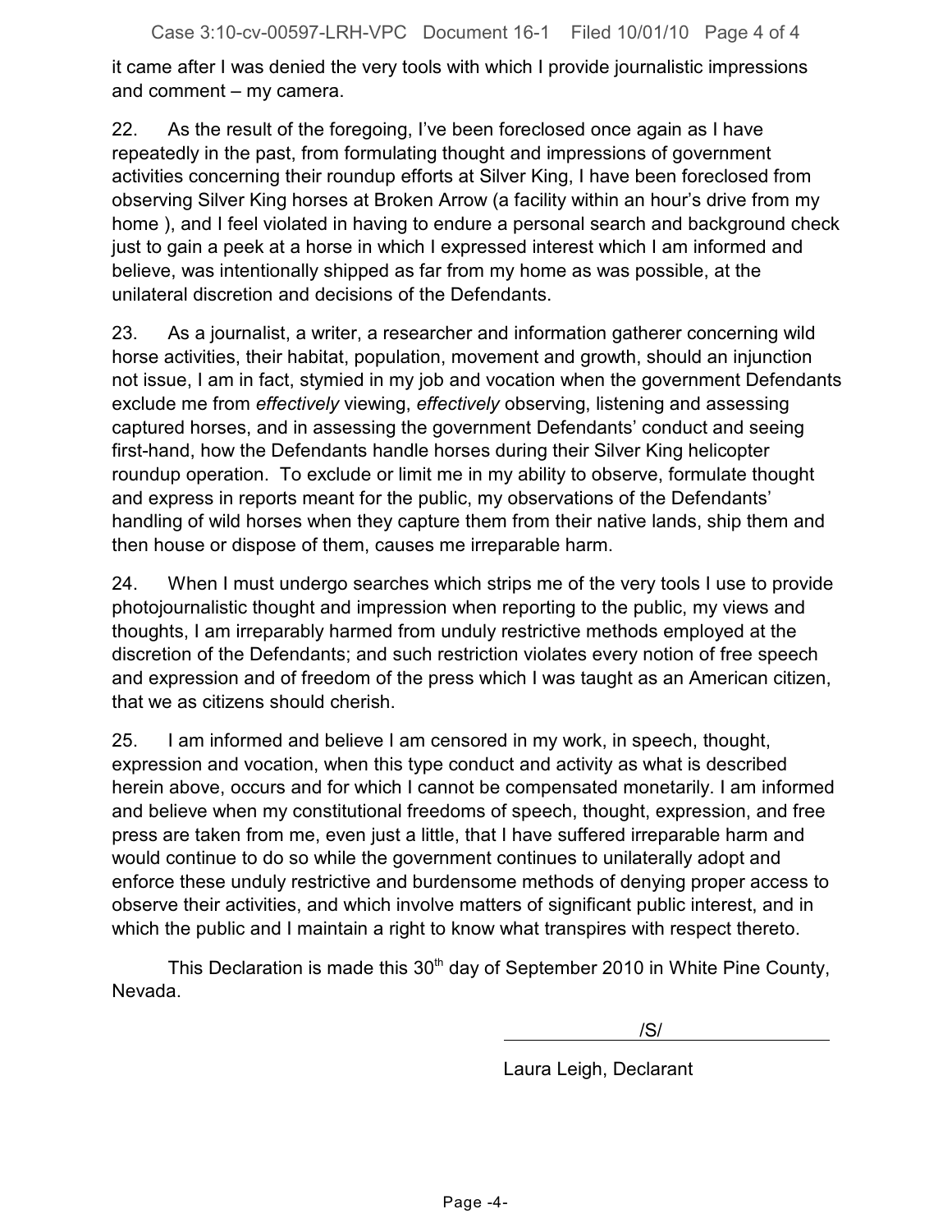it came after I was denied the very tools with which I provide journalistic impressions and comment – my camera.

22. As the result of the foregoing, I've been foreclosed once again as I have repeatedly in the past, from formulating thought and impressions of government activities concerning their roundup efforts at Silver King, I have been foreclosed from observing Silver King horses at Broken Arrow (a facility within an hour's drive from my home ), and I feel violated in having to endure a personal search and background check just to gain a peek at a horse in which I expressed interest which I am informed and believe, was intentionally shipped as far from my home as was possible, at the unilateral discretion and decisions of the Defendants.

23. As a journalist, a writer, a researcher and information gatherer concerning wild horse activities, their habitat, population, movement and growth, should an injunction not issue, I am in fact, stymied in my job and vocation when the government Defendants exclude me from *effectively* viewing, *effectively* observing, listening and assessing captured horses, and in assessing the government Defendants' conduct and seeing first-hand, how the Defendants handle horses during their Silver King helicopter roundup operation. To exclude or limit me in my ability to observe, formulate thought and express in reports meant for the public, my observations of the Defendants' handling of wild horses when they capture them from their native lands, ship them and then house or dispose of them, causes me irreparable harm.

24. When I must undergo searches which strips me of the very tools I use to provide photojournalistic thought and impression when reporting to the public, my views and thoughts, I am irreparably harmed from unduly restrictive methods employed at the discretion of the Defendants; and such restriction violates every notion of free speech and expression and of freedom of the press which I was taught as an American citizen, that we as citizens should cherish.

25. I am informed and believe I am censored in my work, in speech, thought, expression and vocation, when this type conduct and activity as what is described herein above, occurs and for which I cannot be compensated monetarily. I am informed and believe when my constitutional freedoms of speech, thought, expression, and free press are taken from me, even just a little, that I have suffered irreparable harm and would continue to do so while the government continues to unilaterally adopt and enforce these unduly restrictive and burdensome methods of denying proper access to observe their activities, and which involve matters of significant public interest, and in which the public and I maintain a right to know what transpires with respect thereto.

This Declaration is made this 30th day of September 2010 in White Pine County, Nevada.

/S/

Laura Leigh, Declarant